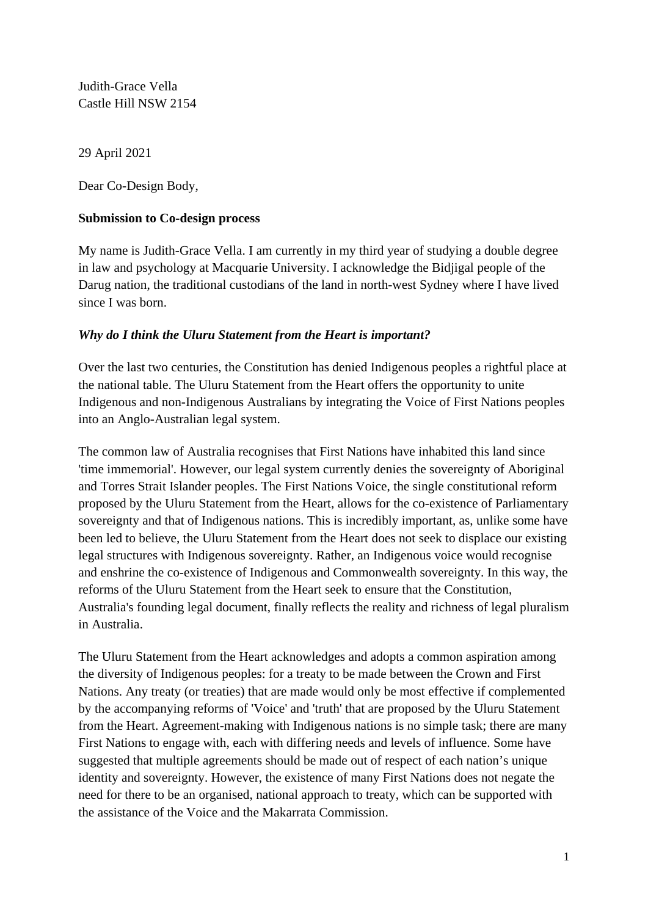Judith-Grace Vella
Castle Hill NSW 2154

29 April 2021

Dear Co-Design Body,

**Submission to Co-design process**

My name is Judith-Grace Vella. I am currently in my third year of studying a double degree in law and psychology at Macquarie University. I acknowledge the Bidjigal people of the Darug nation, the traditional custodians of the land in north-west Sydney where I have lived since I was born.

***Why do I think the Uluru Statement from the Heart is important?***

Over the last two centuries, the Constitution has denied Indigenous peoples a rightful place at the national table. The Uluru Statement from the Heart offers the opportunity to unite Indigenous and non-Indigenous Australians by integrating the Voice of First Nations peoples into an Anglo-Australian legal system.

The common law of Australia recognises that First Nations have inhabited this land since 'time immemorial'. However, our legal system currently denies the sovereignty of Aboriginal and Torres Strait Islander peoples. The First Nations Voice, the single constitutional reform proposed by the Uluru Statement from the Heart, allows for the co-existence of Parliamentary sovereignty and that of Indigenous nations. This is incredibly important, as, unlike some have been led to believe, the Uluru Statement from the Heart does not seek to displace our existing legal structures with Indigenous sovereignty. Rather, an Indigenous voice would recognise and enshrine the co-existence of Indigenous and Commonwealth sovereignty. In this way, the reforms of the Uluru Statement from the Heart seek to ensure that the Constitution, Australia's founding legal document, finally reflects the reality and richness of legal pluralism in Australia.

The Uluru Statement from the Heart acknowledges and adopts a common aspiration among the diversity of Indigenous peoples: for a treaty to be made between the Crown and First Nations. Any treaty (or treaties) that are made would only be most effective if complemented by the accompanying reforms of 'Voice' and 'truth' that are proposed by the Uluru Statement from the Heart. Agreement-making with Indigenous nations is no simple task; there are many First Nations to engage with, each with differing needs and levels of influence. Some have suggested that multiple agreements should be made out of respect of each nation's unique identity and sovereignty. However, the existence of many First Nations does not negate the need for there to be an organised, national approach to treaty, which can be supported with the assistance of the Voice and the Makarrata Commission.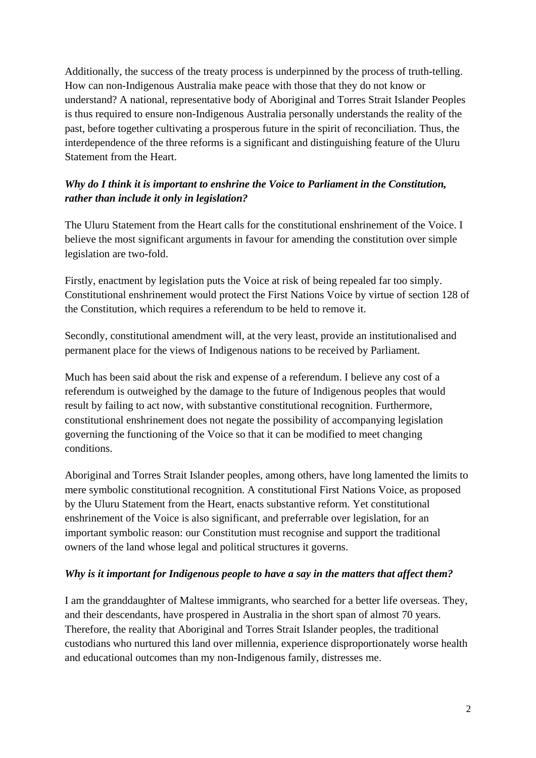Additionally, the success of the treaty process is underpinned by the process of truth-telling. How can non-Indigenous Australia make peace with those that they do not know or understand? A national, representative body of Aboriginal and Torres Strait Islander Peoples is thus required to ensure non-Indigenous Australia personally understands the reality of the past, before together cultivating a prosperous future in the spirit of reconciliation. Thus, the interdependence of the three reforms is a significant and distinguishing feature of the Uluru Statement from the Heart.

***Why do I think it is important to enshrine the Voice to Parliament in the Constitution, rather than include it only in legislation?***

The Uluru Statement from the Heart calls for the constitutional enshrinement of the Voice. I believe the most significant arguments in favour for amending the constitution over simple legislation are two-fold.

Firstly, enactment by legislation puts the Voice at risk of being repealed far too simply. Constitutional enshrinement would protect the First Nations Voice by virtue of section 128 of the Constitution, which requires a referendum to be held to remove it.

Secondly, constitutional amendment will, at the very least, provide an institutionalised and permanent place for the views of Indigenous nations to be received by Parliament.

Much has been said about the risk and expense of a referendum. I believe any cost of a referendum is outweighed by the damage to the future of Indigenous peoples that would result by failing to act now, with substantive constitutional recognition. Furthermore, constitutional enshrinement does not negate the possibility of accompanying legislation governing the functioning of the Voice so that it can be modified to meet changing conditions.

Aboriginal and Torres Strait Islander peoples, among others, have long lamented the limits to mere symbolic constitutional recognition. A constitutional First Nations Voice, as proposed by the Uluru Statement from the Heart, enacts substantive reform. Yet constitutional enshrinement of the Voice is also significant, and preferrable over legislation, for an important symbolic reason: our Constitution must recognise and support the traditional owners of the land whose legal and political structures it governs.

***Why is it important for Indigenous people to have a say in the matters that affect them?***

I am the granddaughter of Maltese immigrants, who searched for a better life overseas. They, and their descendants, have prospered in Australia in the short span of almost 70 years. Therefore, the reality that Aboriginal and Torres Strait Islander peoples, the traditional custodians who nurtured this land over millennia, experience disproportionately worse health and educational outcomes than my non-Indigenous family, distresses me.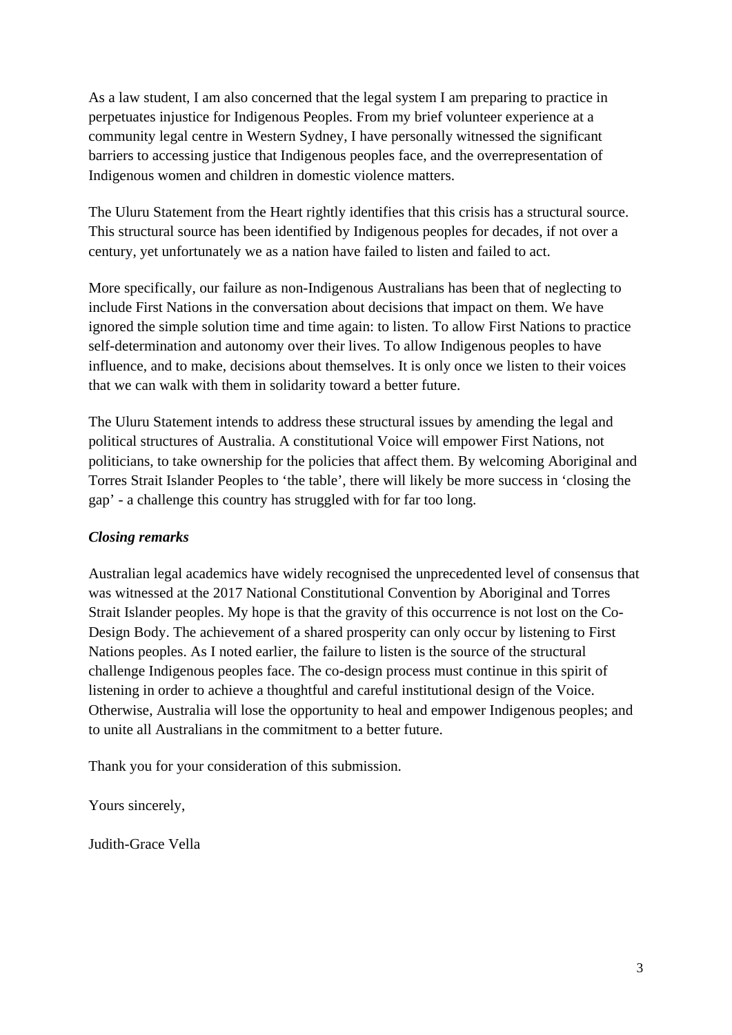As a law student, I am also concerned that the legal system I am preparing to practice in perpetuates injustice for Indigenous Peoples. From my brief volunteer experience at a community legal centre in Western Sydney, I have personally witnessed the significant barriers to accessing justice that Indigenous peoples face, and the overrepresentation of Indigenous women and children in domestic violence matters.

The Uluru Statement from the Heart rightly identifies that this crisis has a structural source. This structural source has been identified by Indigenous peoples for decades, if not over a century, yet unfortunately we as a nation have failed to listen and failed to act.

More specifically, our failure as non-Indigenous Australians has been that of neglecting to include First Nations in the conversation about decisions that impact on them. We have ignored the simple solution time and time again: to listen. To allow First Nations to practice self-determination and autonomy over their lives. To allow Indigenous peoples to have influence, and to make, decisions about themselves. It is only once we listen to their voices that we can walk with them in solidarity toward a better future.

The Uluru Statement intends to address these structural issues by amending the legal and political structures of Australia. A constitutional Voice will empower First Nations, not politicians, to take ownership for the policies that affect them. By welcoming Aboriginal and Torres Strait Islander Peoples to 'the table', there will likely be more success in 'closing the gap' - a challenge this country has struggled with for far too long.

***Closing remarks***

Australian legal academics have widely recognised the unprecedented level of consensus that was witnessed at the 2017 National Constitutional Convention by Aboriginal and Torres Strait Islander peoples. My hope is that the gravity of this occurrence is not lost on the Co-Design Body. The achievement of a shared prosperity can only occur by listening to First Nations peoples. As I noted earlier, the failure to listen is the source of the structural challenge Indigenous peoples face. The co-design process must continue in this spirit of listening in order to achieve a thoughtful and careful institutional design of the Voice. Otherwise, Australia will lose the opportunity to heal and empower Indigenous peoples; and to unite all Australians in the commitment to a better future.

Thank you for your consideration of this submission.

Yours sincerely,

Judith-Grace Vella